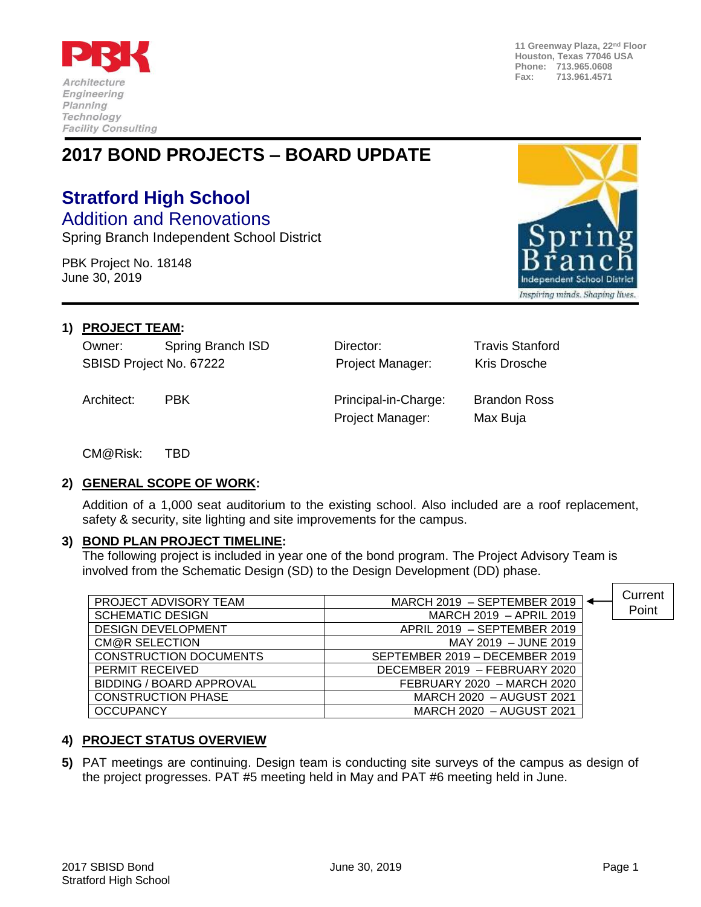PBK

*Architecture*
*Engineering*
*Planning*
*Technology*
*Facility Consulting*

11 Greenway Plaza, 22nd Floor
Houston, Texas 77046 USA
Phone: 713.965.0608
Fax: 713.961.4571

# 2017 BOND PROJECTS – BOARD UPDATE

## Stratford High School

### Addition and Renovations

Spring Branch Independent School District

PBK Project No. 18148
June 30, 2019

Spring Branch Independent School District
*Inspiring minds. Shaping lives.*

**1) PROJECT TEAM:**

| | | | |
|---|---|---|---|
| Owner: | Spring Branch ISD | Director: | Travis Stanford |
| SBISD Project No. 67222 | | Project Manager: | Kris Drosche |
| Architect: | PBK | Principal-in-Charge: | Brandon Ross |
| | | Project Manager: | Max Buja |
| CM@Risk: | TBD | | |

**2) GENERAL SCOPE OF WORK:**

Addition of a 1,000 seat auditorium to the existing school. Also included are a roof replacement, safety & security, site lighting and site improvements for the campus.

**3) BOND PLAN PROJECT TIMELINE:**

The following project is included in year one of the bond program. The Project Advisory Team is involved from the Schematic Design (SD) to the Design Development (DD) phase.

| | | |
|---|---|---|
| PROJECT ADVISORY TEAM | MARCH 2019 – SEPTEMBER 2019 | ← Current Point |
| SCHEMATIC DESIGN | MARCH 2019 – APRIL 2019 | |
| DESIGN DEVELOPMENT | APRIL 2019 – SEPTEMBER 2019 | |
| CM@R SELECTION | MAY 2019 – JUNE 2019 | |
| CONSTRUCTION DOCUMENTS | SEPTEMBER 2019 – DECEMBER 2019 | |
| PERMIT RECEIVED | DECEMBER 2019 – FEBRUARY 2020 | |
| BIDDING / BOARD APPROVAL | FEBRUARY 2020 – MARCH 2020 | |
| CONSTRUCTION PHASE | MARCH 2020 – AUGUST 2021 | |
| OCCUPANCY | MARCH 2020 – AUGUST 2021 | |

**4) PROJECT STATUS OVERVIEW**

**5)** PAT meetings are continuing. Design team is conducting site surveys of the campus as design of the project progresses. PAT #5 meeting held in May and PAT #6 meeting held in June.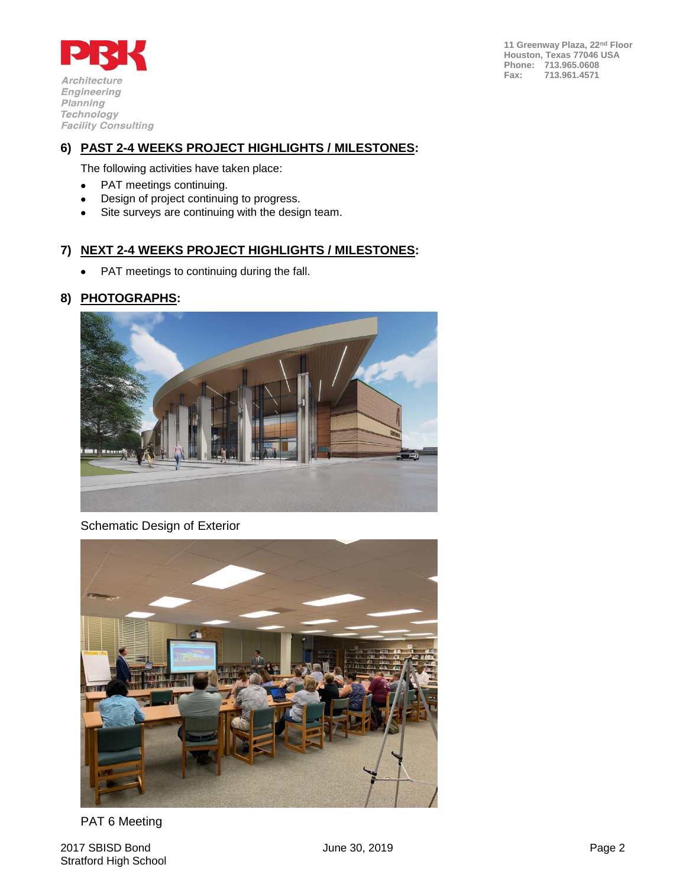## 6) PAST 2-4 WEEKS PROJECT HIGHLIGHTS / MILESTONES:

The following activities have taken place:

- PAT meetings continuing.
- Design of project continuing to progress.
- Site surveys are continuing with the design team.

## 7) NEXT 2-4 WEEKS PROJECT HIGHLIGHTS / MILESTONES:

- PAT meetings to continuing during the fall.

## 8) PHOTOGRAPHS:

Schematic Design of Exterior

PAT 6 Meeting